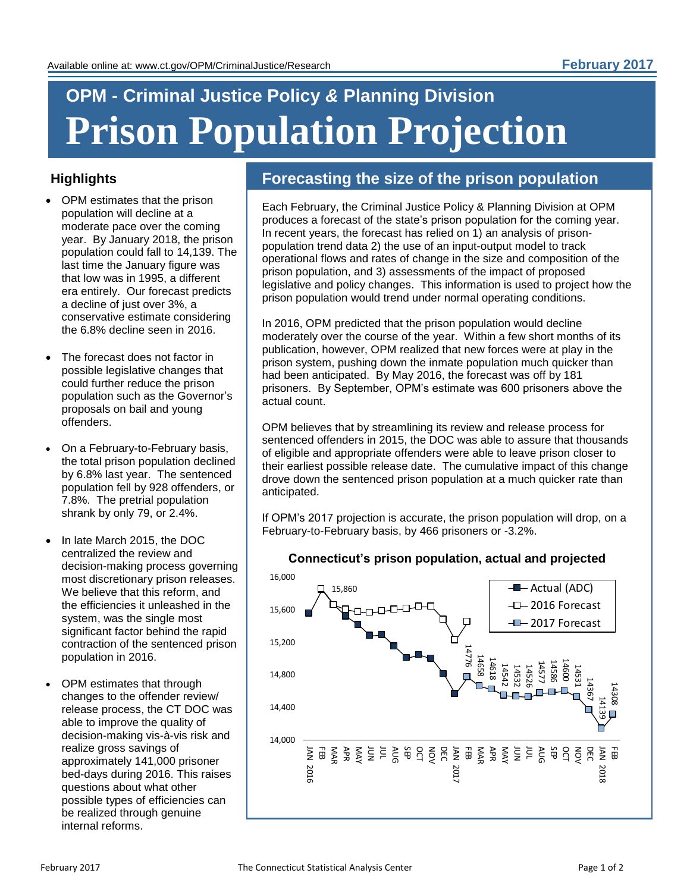Available online at: www.ct.gov/OPM/CriminalJustice/Research

**February 2017**

## OPM - Criminal Justice Policy & Planning Division

# Prison Population Projection

### Highlights

- OPM estimates that the prison population will decline at a moderate pace over the coming year. By January 2018, the prison population could fall to 14,139. The last time the January figure was that low was in 1995, a different era entirely. Our forecast predicts a decline of just over 3%, a conservative estimate considering the 6.8% decline seen in 2016.
- The forecast does not factor in possible legislative changes that could further reduce the prison population such as the Governor's proposals on bail and young offenders.
- On a February-to-February basis, the total prison population declined by 6.8% last year. The sentenced population fell by 928 offenders, or 7.8%. The pretrial population shrank by only 79, or 2.4%.
- In late March 2015, the DOC centralized the review and decision-making process governing most discretionary prison releases. We believe that this reform, and the efficiencies it unleashed in the system, was the single most significant factor behind the rapid contraction of the sentenced prison population in 2016.
- OPM estimates that through changes to the offender review/ release process, the CT DOC was able to improve the quality of decision-making vis-à-vis risk and realize gross savings of approximately 141,000 prisoner bed-days during 2016. This raises questions about what other possible types of efficiencies can be realized through genuine internal reforms.

## Forecasting the size of the prison population

Each February, the Criminal Justice Policy & Planning Division at OPM produces a forecast of the state's prison population for the coming year. In recent years, the forecast has relied on 1) an analysis of prison-population trend data 2) the use of an input-output model to track operational flows and rates of change in the size and composition of the prison population, and 3) assessments of the impact of proposed legislative and policy changes. This information is used to project how the prison population would trend under normal operating conditions.

In 2016, OPM predicted that the prison population would decline moderately over the course of the year. Within a few short months of its publication, however, OPM realized that new forces were at play in the prison system, pushing down the inmate population much quicker than had been anticipated. By May 2016, the forecast was off by 181 prisoners. By September, OPM's estimate was 600 prisoners above the actual count.

OPM believes that by streamlining its review and release process for sentenced offenders in 2015, the DOC was able to assure that thousands of eligible and appropriate offenders were able to leave prison closer to their earliest possible release date. The cumulative impact of this change drove down the sentenced prison population at a much quicker rate than anticipated.

If OPM's 2017 projection is accurate, the prison population will drop, on a February-to-February basis, by 466 prisoners or -3.2%.

**Connecticut's prison population, actual and projected**

| Month | 2017 Forecast |
|---|---|
| FEB 2017 | 14776 |
| MAR | 14658 |
| APR | 14618 |
| MAY | 14542 |
| JUN | 14532 |
| JUL | 14526 |
| AUG | 14577 |
| SEP | 14586 |
| OCT | 14600 |
| NOV | 14531 |
| DEC | 14367 |
| JAN 2018 | 14139 |
| FEB | 14308 |

Legend: Actual (ADC); 2016 Forecast (peak 15,860); 2017 Forecast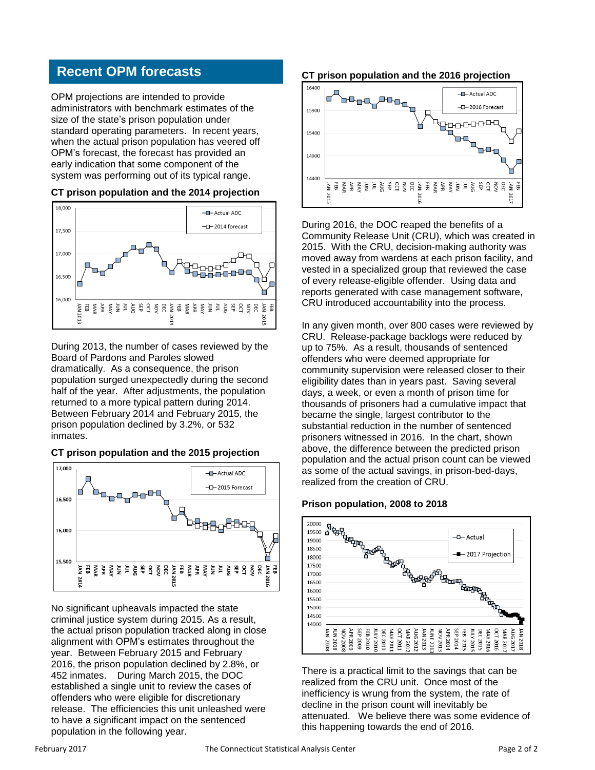## Recent OPM forecasts

OPM projections are intended to provide administrators with benchmark estimates of the size of the state's prison population under standard operating parameters. In recent years, when the actual prison population has veered off OPM's forecast, the forecast has provided an early indication that some component of the system was performing out of its typical range.

**CT prison population and the 2014 projection**

18,000
17,500
17,000
16,500
16,000

Actual ADC
2014 forecast

JAN 2013 FEB MAR APR MAY JUN JUL AUG SEP OCT NOV DEC JAN 2014 FEB MAR APR MAY JUN JUL AUG SEP OCT NOV DEC JAN 2015 FEB

During 2013, the number of cases reviewed by the Board of Pardons and Paroles slowed dramatically. As a consequence, the prison population surged unexpectedly during the second half of the year. After adjustments, the population returned to a more typical pattern during 2014. Between February 2014 and February 2015, the prison population declined by 3.2%, or 532 inmates.

**CT prison population and the 2015 projection**

17,000
16,500
16,000
15,500

Actual ADC
2015 Forecast

JAN 2014 FEB MAR APR MAY JUN JUL AUG SEP OCT NOV DEC JAN 2015 FEB MAR APR MAY JUN JUL AUG SEP OCT NOV DEC JAN 2016 FEB

No significant upheavals impacted the state criminal justice system during 2015. As a result, the actual prison population tracked along in close alignment with OPM's estimates throughout the year. Between February 2015 and February 2016, the prison population declined by 2.8%, or 452 inmates. During March 2015, the DOC established a single unit to review the cases of offenders who were eligible for discretionary release. The efficiencies this unit unleashed were to have a significant impact on the sentenced population in the following year.

**CT prison population and the 2016 projection**

16400
15900
15400
14900
14400

Actual ADC
2016 Forecast

JAN 2015 FEB MAR APR MAY JUN JUL AUG SEP OCT NOV DEC JAN 2016 FEB MAR APR MAY JUN JUL AUG SEP OCT NOV DEC JAN 2017 FEB

During 2016, the DOC reaped the benefits of a Community Release Unit (CRU), which was created in 2015. With the CRU, decision-making authority was moved away from wardens at each prison facility, and vested in a specialized group that reviewed the case of every release-eligible offender. Using data and reports generated with case management software, CRU introduced accountability into the process.

In any given month, over 800 cases were reviewed by CRU. Release-package backlogs were reduced by up to 75%. As a result, thousands of sentenced offenders who were deemed appropriate for community supervision were released closer to their eligibility dates than in years past. Saving several days, a week, or even a month of prison time for thousands of prisoners had a cumulative impact that became the single, largest contributor to the substantial reduction in the number of sentenced prisoners witnessed in 2016. In the chart, shown above, the difference between the predicted prison population and the actual prison count can be viewed as some of the actual savings, in prison-bed-days, realized from the creation of CRU.

**Prison population, 2008 to 2018**

20000
19500
19000
18500
18000
17500
17000
16500
16000
15500
15000
14500
14000

Actual
2017 Projection

JAN 2008 JUN 2008 NOV 2008 APR 2009 SEP 2009 FEB 2010 JULY 2010 DEC 2010 MAY 2011 OCT 2011 MAR 2012 AUG 2012 JAN 2013 JUNE 2013 NOV 2013 APR 2014 SEP 2014 FEB 2015 JULY 2015 DEC 2015 MAY 2016 OCT 2016 MAR 2017 AUG 2017 JAN 2018

There is a practical limit to the savings that can be realized from the CRU unit. Once most of the inefficiency is wrung from the system, the rate of decline in the prison count will inevitably be attenuated. We believe there was some evidence of this happening towards the end of 2016.